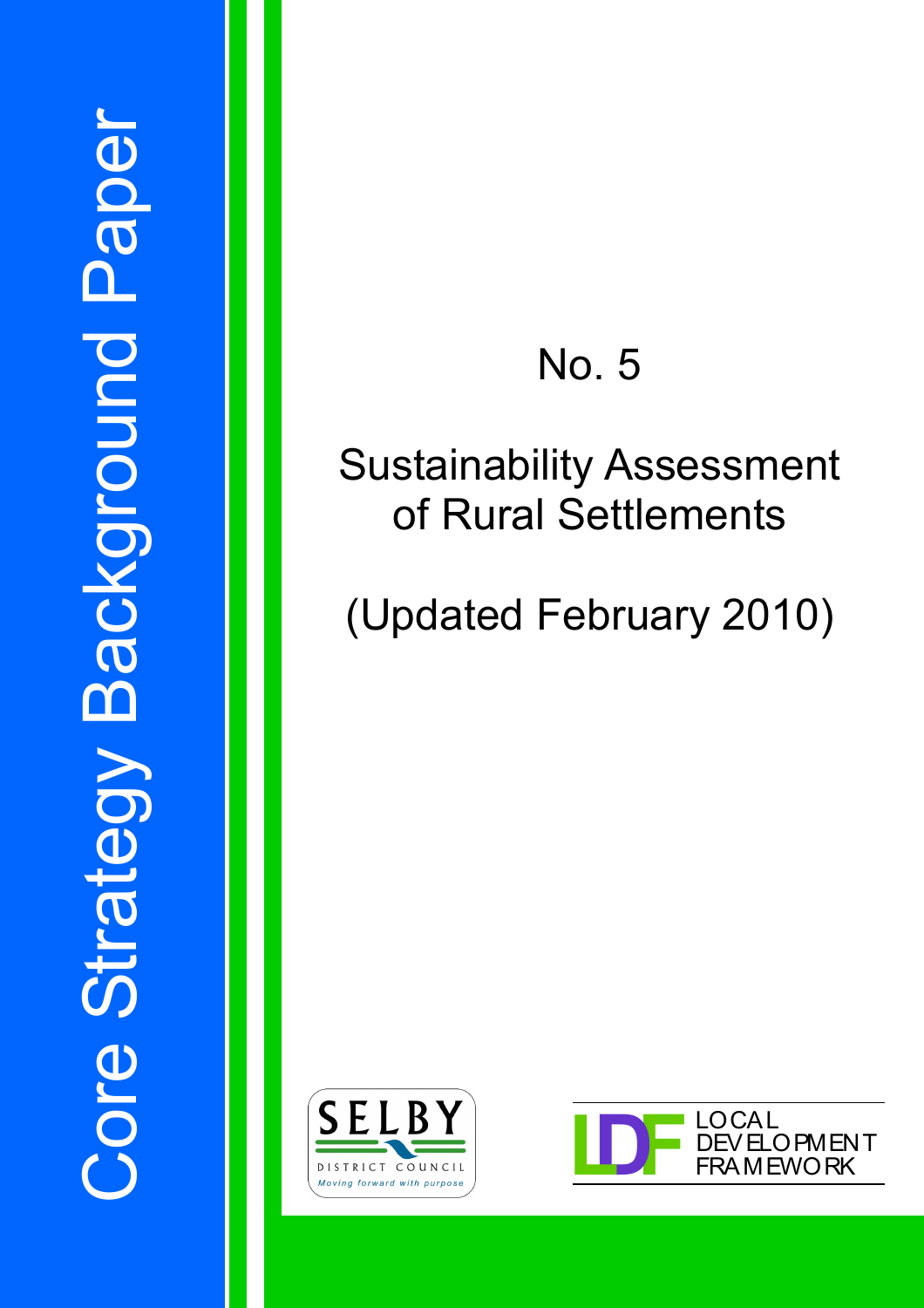# Core Strategy Background Paper

## No. 5

## Sustainability Assessment of Rural Settlements

## (Updated February 2010)

SELBY DISTRICT COUNCIL

*Moving forward with purpose*

LDF LOCAL DEVELOPMENT FRAMEWORK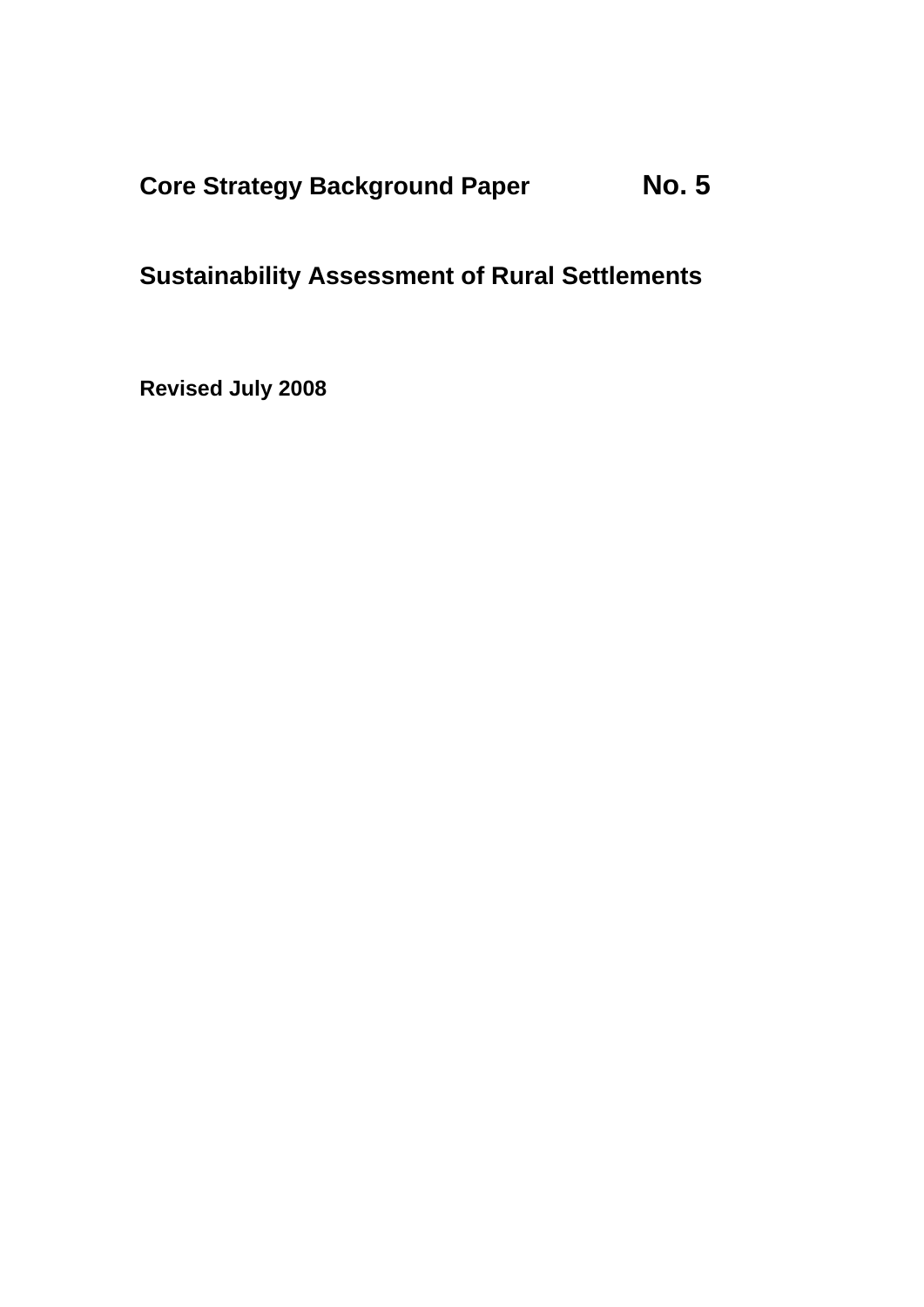# Core Strategy Background Paper No. 5

## Sustainability Assessment of Rural Settlements

**Revised July 2008**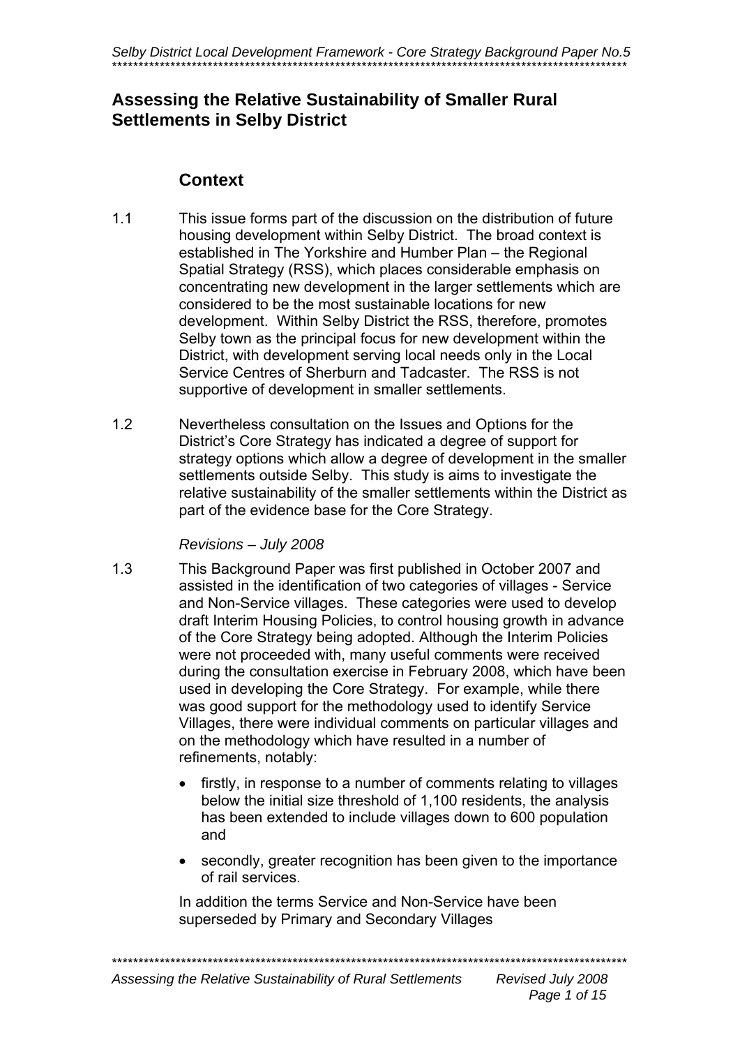# Assessing the Relative Sustainability of Smaller Rural Settlements in Selby District

## Context

1.1 This issue forms part of the discussion on the distribution of future housing development within Selby District. The broad context is established in The Yorkshire and Humber Plan – the Regional Spatial Strategy (RSS), which places considerable emphasis on concentrating new development in the larger settlements which are considered to be the most sustainable locations for new development. Within Selby District the RSS, therefore, promotes Selby town as the principal focus for new development within the District, with development serving local needs only in the Local Service Centres of Sherburn and Tadcaster. The RSS is not supportive of development in smaller settlements.

1.2 Nevertheless consultation on the Issues and Options for the District's Core Strategy has indicated a degree of support for strategy options which allow a degree of development in the smaller settlements outside Selby. This study is aims to investigate the relative sustainability of the smaller settlements within the District as part of the evidence base for the Core Strategy.

*Revisions – July 2008*

1.3 This Background Paper was first published in October 2007 and assisted in the identification of two categories of villages - Service and Non-Service villages. These categories were used to develop draft Interim Housing Policies, to control housing growth in advance of the Core Strategy being adopted. Although the Interim Policies were not proceeded with, many useful comments were received during the consultation exercise in February 2008, which have been used in developing the Core Strategy. For example, while there was good support for the methodology used to identify Service Villages, there were individual comments on particular villages and on the methodology which have resulted in a number of refinements, notably:

- firstly, in response to a number of comments relating to villages below the initial size threshold of 1,100 residents, the analysis has been extended to include villages down to 600 population and
- secondly, greater recognition has been given to the importance of rail services.

In addition the terms Service and Non-Service have been superseded by Primary and Secondary Villages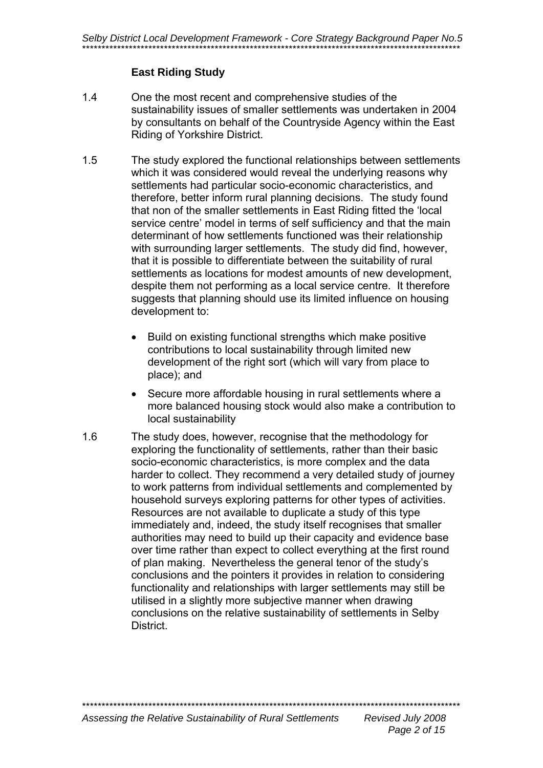### East Riding Study

1.4 One the most recent and comprehensive studies of the sustainability issues of smaller settlements was undertaken in 2004 by consultants on behalf of the Countryside Agency within the East Riding of Yorkshire District.

1.5 The study explored the functional relationships between settlements which it was considered would reveal the underlying reasons why settlements had particular socio-economic characteristics, and therefore, better inform rural planning decisions. The study found that non of the smaller settlements in East Riding fitted the 'local service centre' model in terms of self sufficiency and that the main determinant of how settlements functioned was their relationship with surrounding larger settlements. The study did find, however, that it is possible to differentiate between the suitability of rural settlements as locations for modest amounts of new development, despite them not performing as a local service centre. It therefore suggests that planning should use its limited influence on housing development to:

- Build on existing functional strengths which make positive contributions to local sustainability through limited new development of the right sort (which will vary from place to place); and
- Secure more affordable housing in rural settlements where a more balanced housing stock would also make a contribution to local sustainability

1.6 The study does, however, recognise that the methodology for exploring the functionality of settlements, rather than their basic socio-economic characteristics, is more complex and the data harder to collect. They recommend a very detailed study of journey to work patterns from individual settlements and complemented by household surveys exploring patterns for other types of activities. Resources are not available to duplicate a study of this type immediately and, indeed, the study itself recognises that smaller authorities may need to build up their capacity and evidence base over time rather than expect to collect everything at the first round of plan making. Nevertheless the general tenor of the study's conclusions and the pointers it provides in relation to considering functionality and relationships with larger settlements may still be utilised in a slightly more subjective manner when drawing conclusions on the relative sustainability of settlements in Selby District.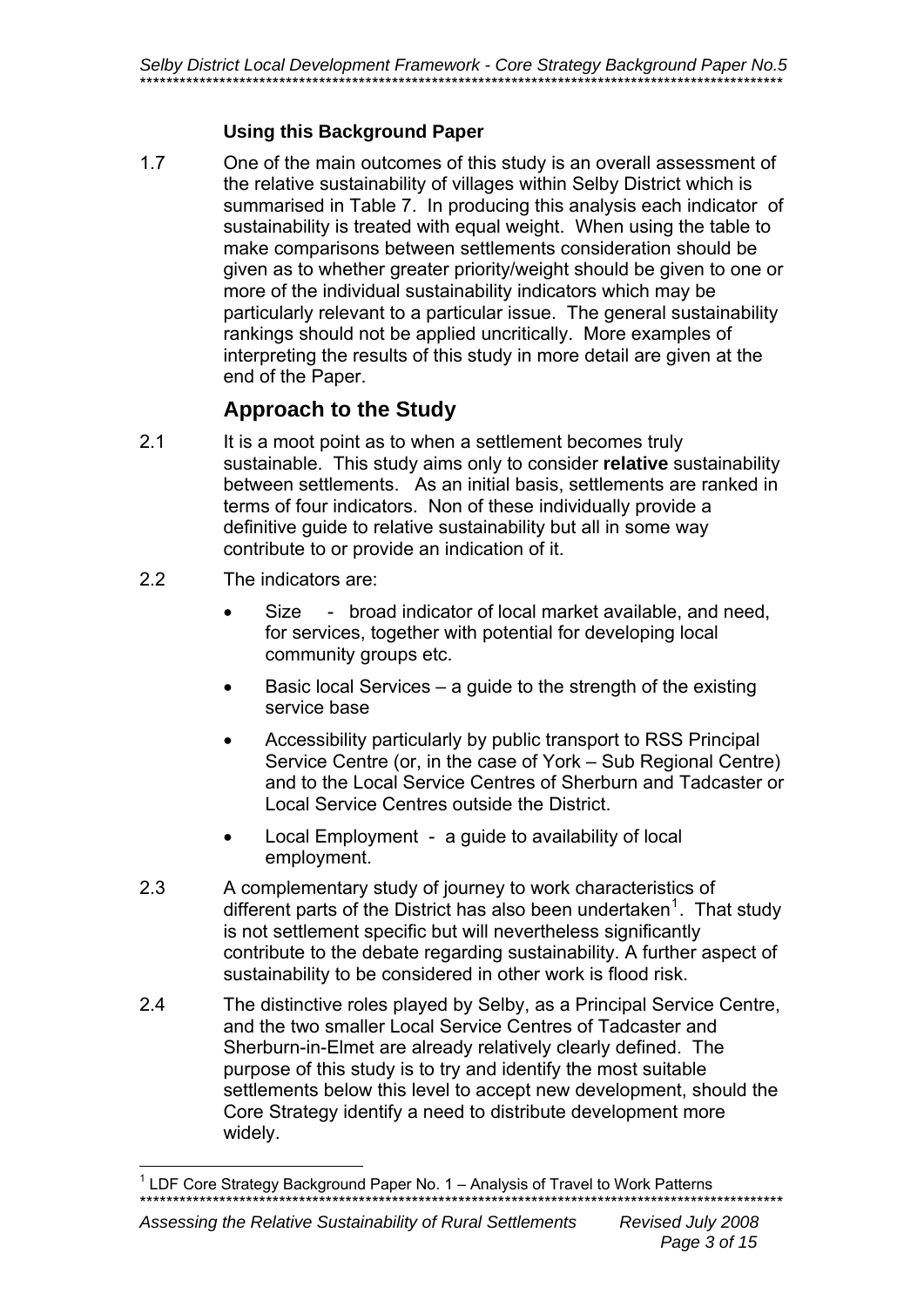### Using this Background Paper

1.7 One of the main outcomes of this study is an overall assessment of the relative sustainability of villages within Selby District which is summarised in Table 7. In producing this analysis each indicator of sustainability is treated with equal weight. When using the table to make comparisons between settlements consideration should be given as to whether greater priority/weight should be given to one or more of the individual sustainability indicators which may be particularly relevant to a particular issue. The general sustainability rankings should not be applied uncritically. More examples of interpreting the results of this study in more detail are given at the end of the Paper.

## Approach to the Study

2.1 It is a moot point as to when a settlement becomes truly sustainable. This study aims only to consider **relative** sustainability between settlements. As an initial basis, settlements are ranked in terms of four indicators. Non of these individually provide a definitive guide to relative sustainability but all in some way contribute to or provide an indication of it.

2.2 The indicators are:

- Size - broad indicator of local market available, and need, for services, together with potential for developing local community groups etc.
- Basic local Services – a guide to the strength of the existing service base
- Accessibility particularly by public transport to RSS Principal Service Centre (or, in the case of York – Sub Regional Centre) and to the Local Service Centres of Sherburn and Tadcaster or Local Service Centres outside the District.
- Local Employment - a guide to availability of local employment.

2.3 A complementary study of journey to work characteristics of different parts of the District has also been undertaken[1]. That study is not settlement specific but will nevertheless significantly contribute to the debate regarding sustainability. A further aspect of sustainability to be considered in other work is flood risk.

2.4 The distinctive roles played by Selby, as a Principal Service Centre, and the two smaller Local Service Centres of Tadcaster and Sherburn-in-Elmet are already relatively clearly defined. The purpose of this study is to try and identify the most suitable settlements below this level to accept new development, should the Core Strategy identify a need to distribute development more widely.

[1] LDF Core Strategy Background Paper No. 1 – Analysis of Travel to Work Patterns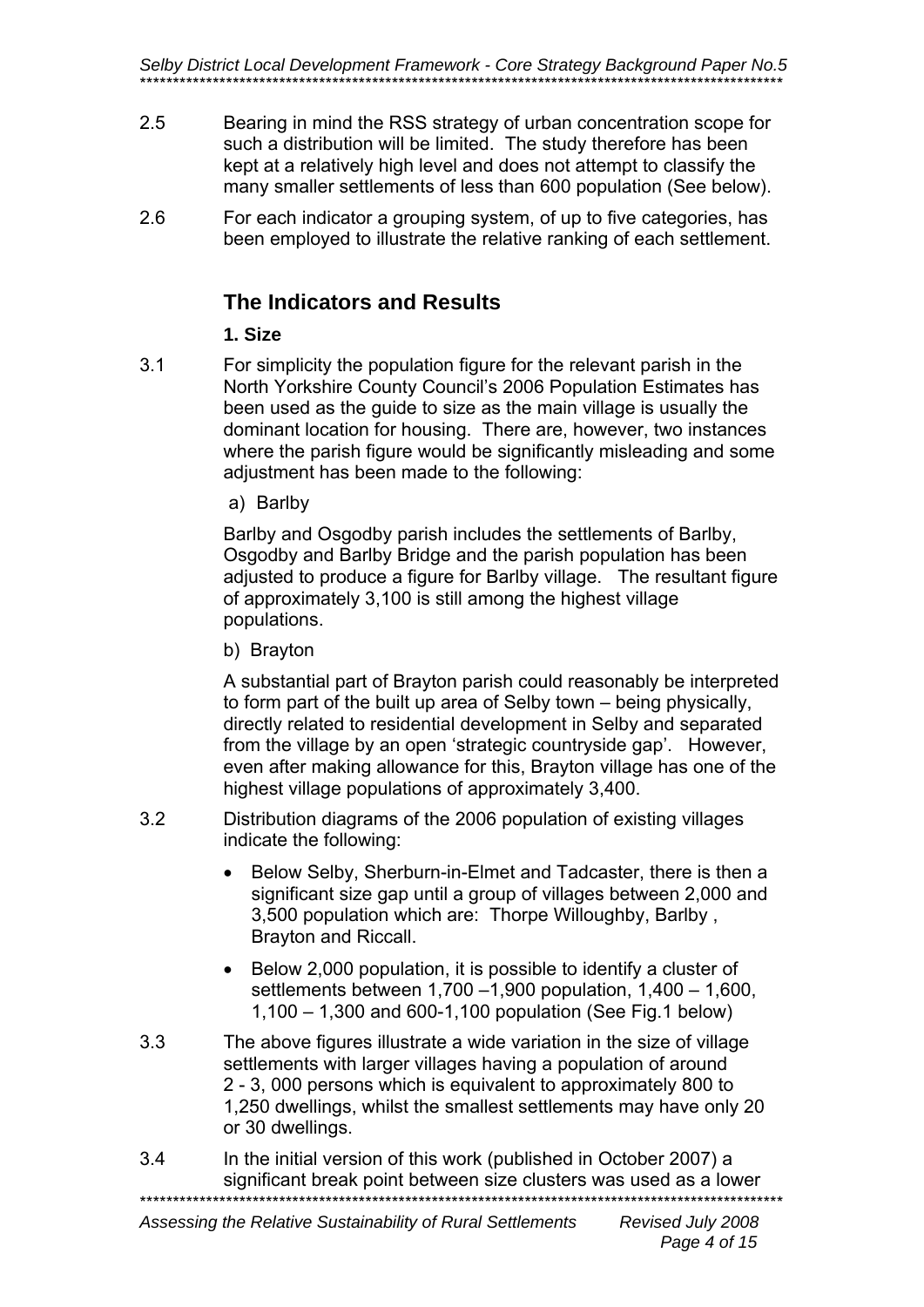2.5 Bearing in mind the RSS strategy of urban concentration scope for such a distribution will be limited. The study therefore has been kept at a relatively high level and does not attempt to classify the many smaller settlements of less than 600 population (See below).

2.6 For each indicator a grouping system, of up to five categories, has been employed to illustrate the relative ranking of each settlement.

## The Indicators and Results

### 1. Size

3.1 For simplicity the population figure for the relevant parish in the North Yorkshire County Council's 2006 Population Estimates has been used as the guide to size as the main village is usually the dominant location for housing. There are, however, two instances where the parish figure would be significantly misleading and some adjustment has been made to the following:

a) Barlby

Barlby and Osgodby parish includes the settlements of Barlby, Osgodby and Barlby Bridge and the parish population has been adjusted to produce a figure for Barlby village. The resultant figure of approximately 3,100 is still among the highest village populations.

b) Brayton

A substantial part of Brayton parish could reasonably be interpreted to form part of the built up area of Selby town – being physically, directly related to residential development in Selby and separated from the village by an open 'strategic countryside gap'. However, even after making allowance for this, Brayton village has one of the highest village populations of approximately 3,400.

3.2 Distribution diagrams of the 2006 population of existing villages indicate the following:

- Below Selby, Sherburn-in-Elmet and Tadcaster, there is then a significant size gap until a group of villages between 2,000 and 3,500 population which are: Thorpe Willoughby, Barlby , Brayton and Riccall.
- Below 2,000 population, it is possible to identify a cluster of settlements between 1,700 –1,900 population, 1,400 – 1,600, 1,100 – 1,300 and 600-1,100 population (See Fig.1 below)

3.3 The above figures illustrate a wide variation in the size of village settlements with larger villages having a population of around 2 - 3, 000 persons which is equivalent to approximately 800 to 1,250 dwellings, whilst the smallest settlements may have only 20 or 30 dwellings.

3.4 In the initial version of this work (published in October 2007) a significant break point between size clusters was used as a lower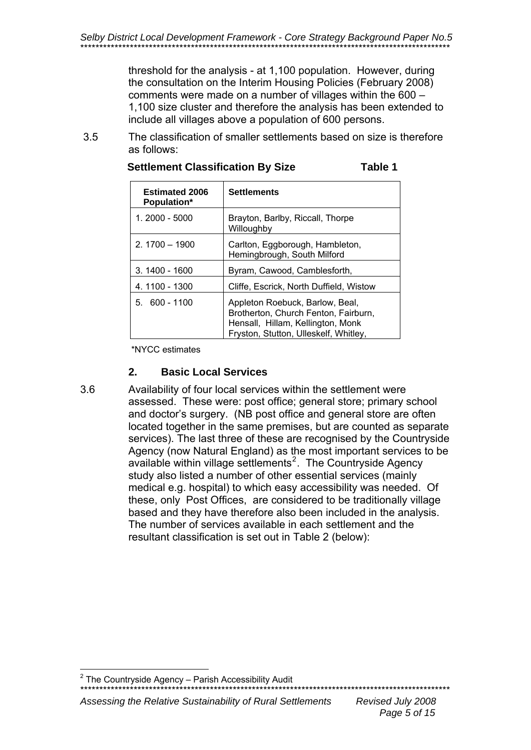threshold for the analysis - at 1,100 population. However, during the consultation on the Interim Housing Policies (February 2008) comments were made on a number of villages within the 600 – 1,100 size cluster and therefore the analysis has been extended to include all villages above a population of 600 persons.

3.5 The classification of smaller settlements based on size is therefore as follows:

**Settlement Classification By Size** **Table 1**

| Estimated 2006 Population* | Settlements |
|---|---|
| 1. 2000 - 5000 | Brayton, Barlby, Riccall, Thorpe Willoughby |
| 2. 1700 – 1900 | Carlton, Eggborough, Hambleton, Hemingbrough, South Milford |
| 3. 1400 - 1600 | Byram, Cawood, Camblesforth, |
| 4. 1100 - 1300 | Cliffe, Escrick, North Duffield, Wistow |
| 5. 600 - 1100 | Appleton Roebuck, Barlow, Beal, Brotherton, Church Fenton, Fairburn, Hensall, Hillam, Kellington, Monk Fryston, Stutton, Ulleskelf, Whitley, |

*NYCC estimates

## 2. Basic Local Services

3.6 Availability of four local services within the settlement were assessed. These were: post office; general store; primary school and doctor's surgery. (NB post office and general store are often located together in the same premises, but are counted as separate services). The last three of these are recognised by the Countryside Agency (now Natural England) as the most important services to be available within village settlements[2]. The Countryside Agency study also listed a number of other essential services (mainly medical e.g. hospital) to which easy accessibility was needed. Of these, only Post Offices, are considered to be traditionally village based and they have therefore also been included in the analysis. The number of services available in each settlement and the resultant classification is set out in Table 2 (below):

[2] The Countryside Agency – Parish Accessibility Audit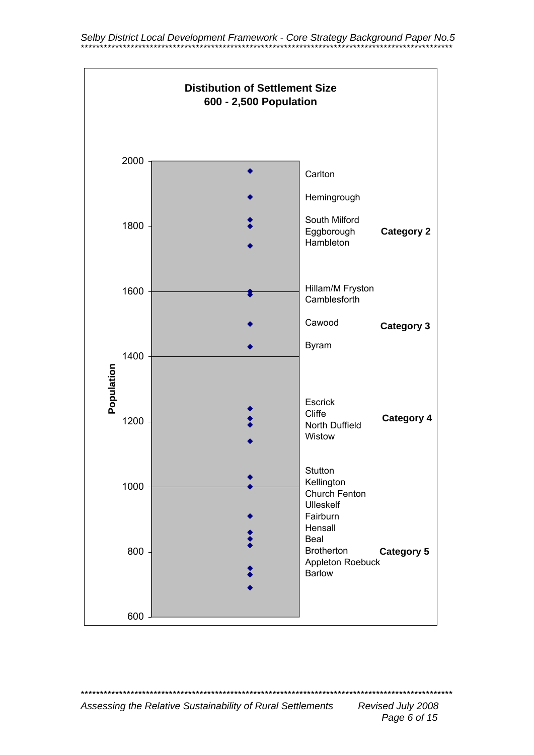**Distibution of Settlement Size**
**600 - 2,500 Population**

Population

| Population axis | Settlements | Category |
|---|---|---|
| 2000–1600 | Carlton, Hemingrough, South Milford, Eggborough, Hambleton | **Category 2** |
| 1600–1400 | Hillam/M Fryston, Camblesforth, Cawood, Byram | **Category 3** |
| 1400–1000 | Escrick, Cliffe, North Duffield, Wistow | **Category 4** |
| 1000–600 | Stutton, Kellington, Church Fenton, Ulleskelf, Fairburn, Hensall, Beal, Brotherton, Appleton Roebuck, Barlow | **Category 5** |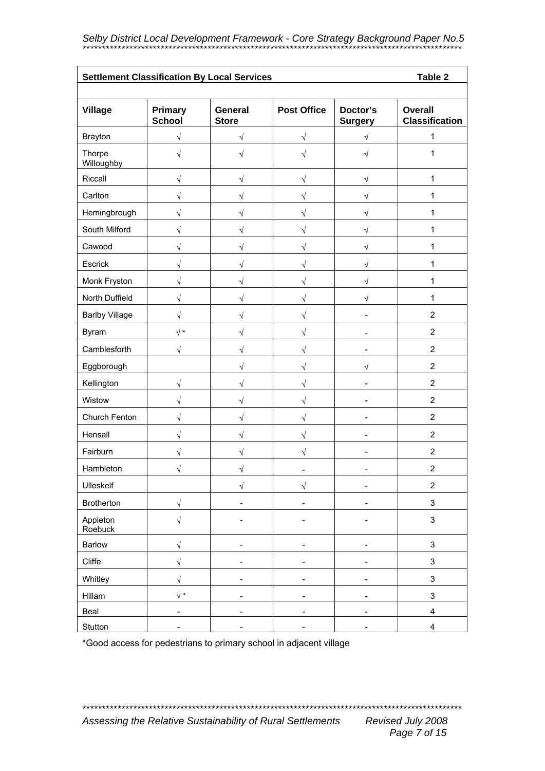| Settlement Classification By Local Services | | | | | Table 2 |
|---|---|---|---|---|---|
| **Village** | **Primary School** | **General Store** | **Post Office** | **Doctor's Surgery** | **Overall Classification** |
| Brayton | √ | √ | √ | √ | 1 |
| Thorpe Willoughby | √ | √ | √ | √ | 1 |
| Riccall | √ | √ | √ | √ | 1 |
| Carlton | √ | √ | √ | √ | 1 |
| Hemingbrough | √ | √ | √ | √ | 1 |
| South Milford | √ | √ | √ | √ | 1 |
| Cawood | √ | √ | √ | √ | 1 |
| Escrick | √ | √ | √ | √ | 1 |
| Monk Fryston | √ | √ | √ | √ | 1 |
| North Duffield | √ | √ | √ | √ | 1 |
| Barlby Village | √ | √ | √ | - | 2 |
| Byram | √ * | √ | √ | - | 2 |
| Camblesforth | √ | √ | √ | - | 2 |
| Eggborough | | √ | √ | √ | 2 |
| Kellington | √ | √ | √ | - | 2 |
| Wistow | √ | √ | √ | - | 2 |
| Church Fenton | √ | √ | √ | - | 2 |
| Hensall | √ | √ | √ | - | 2 |
| Fairburn | √ | √ | √ | - | 2 |
| Hambleton | √ | √ | - | - | 2 |
| Ulleskelf | | √ | √ | - | 2 |
| Brotherton | √ | - | - | - | 3 |
| Appleton Roebuck | √ | - | - | - | 3 |
| Barlow | √ | - | - | - | 3 |
| Cliffe | √ | - | - | - | 3 |
| Whitley | √ | - | - | - | 3 |
| Hillam | √ * | - | - | - | 3 |
| Beal | - | - | - | - | 4 |
| Stutton | - | - | - | - | 4 |

*Good access for pedestrians to primary school in adjacent village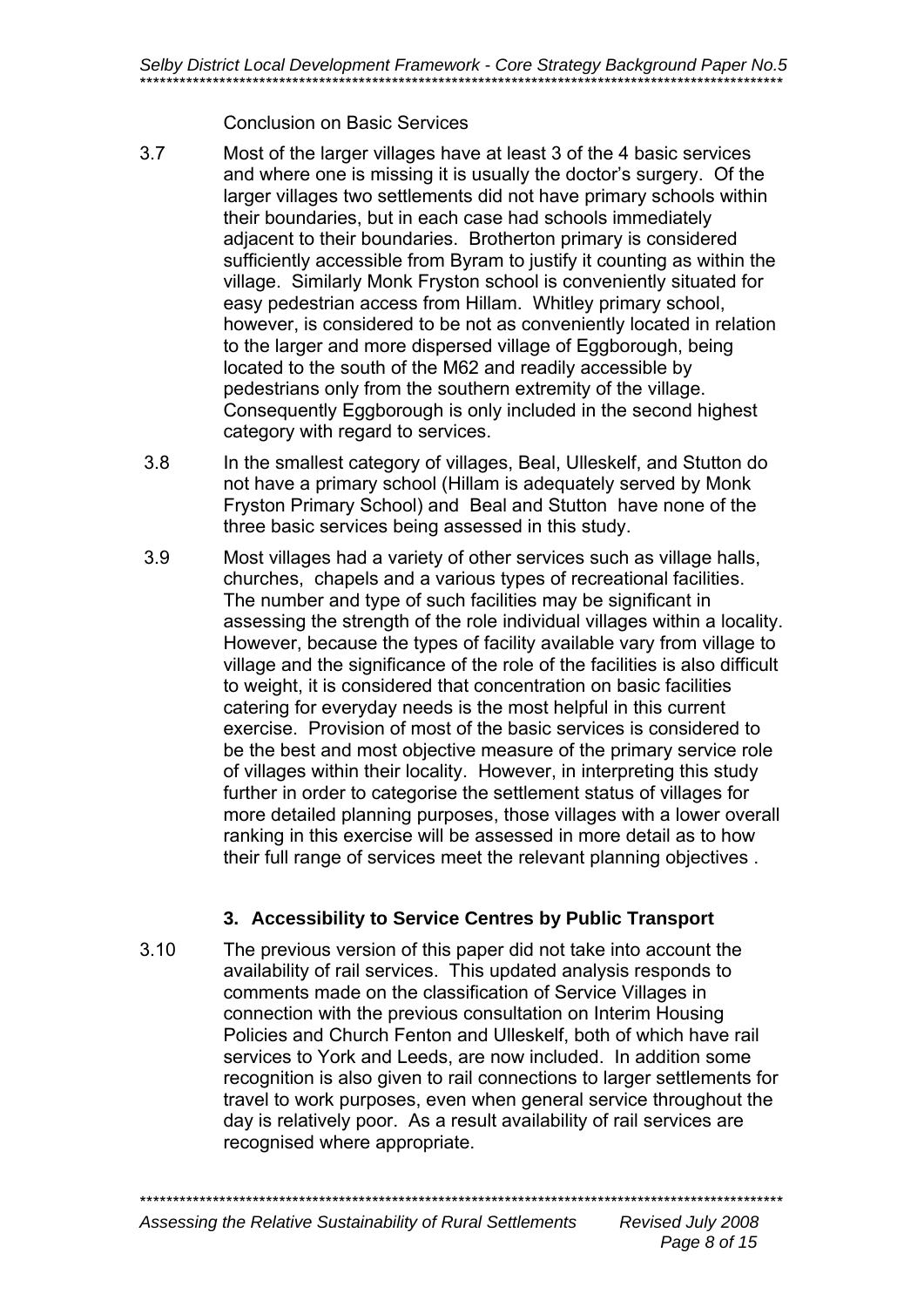Conclusion on Basic Services

3.7 Most of the larger villages have at least 3 of the 4 basic services and where one is missing it is usually the doctor's surgery. Of the larger villages two settlements did not have primary schools within their boundaries, but in each case had schools immediately adjacent to their boundaries. Brotherton primary is considered sufficiently accessible from Byram to justify it counting as within the village. Similarly Monk Fryston school is conveniently situated for easy pedestrian access from Hillam. Whitley primary school, however, is considered to be not as conveniently located in relation to the larger and more dispersed village of Eggborough, being located to the south of the M62 and readily accessible by pedestrians only from the southern extremity of the village. Consequently Eggborough is only included in the second highest category with regard to services.

3.8 In the smallest category of villages, Beal, Ulleskelf, and Stutton do not have a primary school (Hillam is adequately served by Monk Fryston Primary School) and Beal and Stutton have none of the three basic services being assessed in this study.

3.9 Most villages had a variety of other services such as village halls, churches, chapels and a various types of recreational facilities. The number and type of such facilities may be significant in assessing the strength of the role individual villages within a locality. However, because the types of facility available vary from village to village and the significance of the role of the facilities is also difficult to weight, it is considered that concentration on basic facilities catering for everyday needs is the most helpful in this current exercise. Provision of most of the basic services is considered to be the best and most objective measure of the primary service role of villages within their locality. However, in interpreting this study further in order to categorise the settlement status of villages for more detailed planning purposes, those villages with a lower overall ranking in this exercise will be assessed in more detail as to how their full range of services meet the relevant planning objectives .

### 3. Accessibility to Service Centres by Public Transport

3.10 The previous version of this paper did not take into account the availability of rail services. This updated analysis responds to comments made on the classification of Service Villages in connection with the previous consultation on Interim Housing Policies and Church Fenton and Ulleskelf, both of which have rail services to York and Leeds, are now included. In addition some recognition is also given to rail connections to larger settlements for travel to work purposes, even when general service throughout the day is relatively poor. As a result availability of rail services are recognised where appropriate.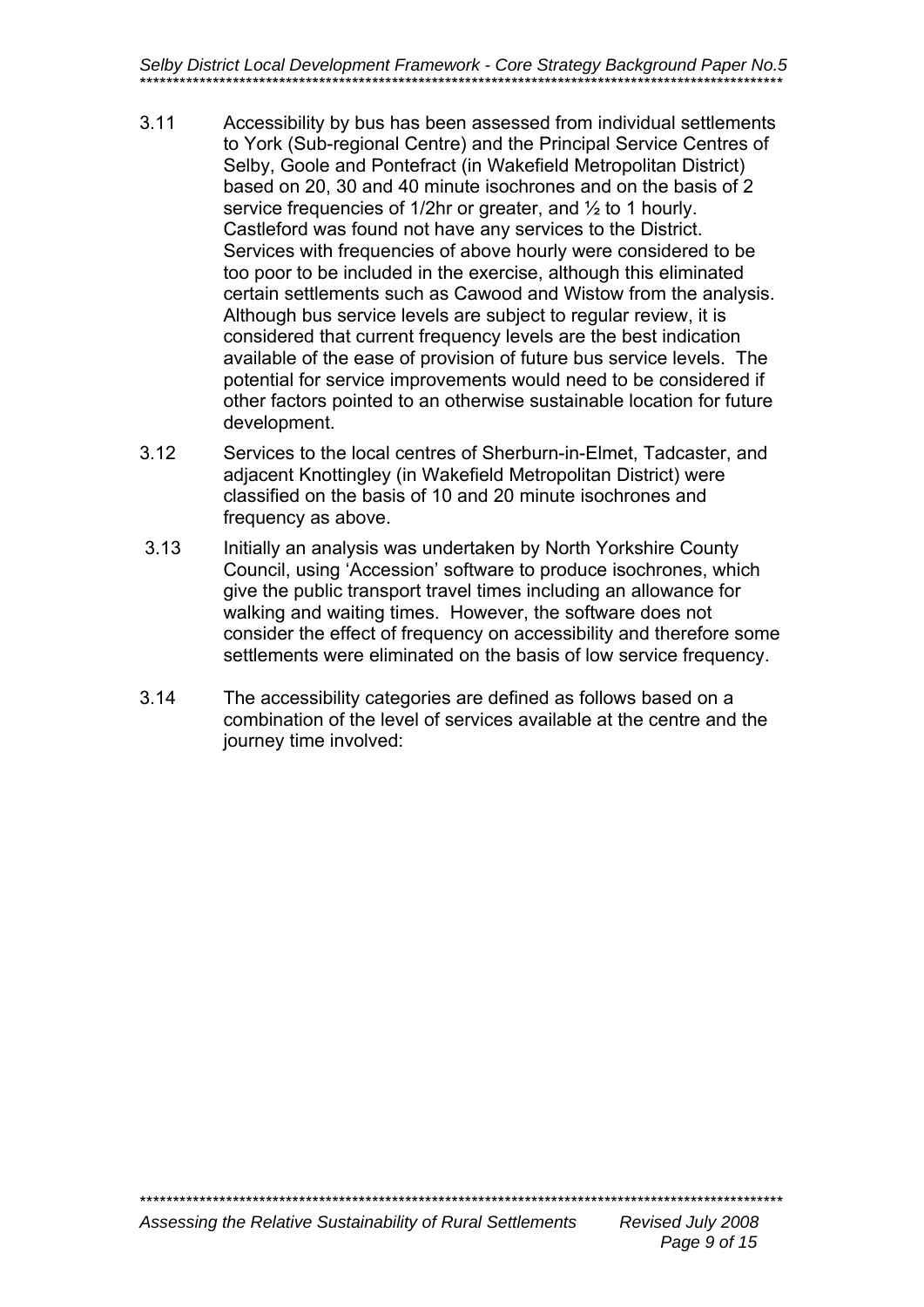3.11 Accessibility by bus has been assessed from individual settlements to York (Sub-regional Centre) and the Principal Service Centres of Selby, Goole and Pontefract (in Wakefield Metropolitan District) based on 20, 30 and 40 minute isochrones and on the basis of 2 service frequencies of 1/2hr or greater, and ½ to 1 hourly. Castleford was found not have any services to the District. Services with frequencies of above hourly were considered to be too poor to be included in the exercise, although this eliminated certain settlements such as Cawood and Wistow from the analysis. Although bus service levels are subject to regular review, it is considered that current frequency levels are the best indication available of the ease of provision of future bus service levels. The potential for service improvements would need to be considered if other factors pointed to an otherwise sustainable location for future development.

3.12 Services to the local centres of Sherburn-in-Elmet, Tadcaster, and adjacent Knottingley (in Wakefield Metropolitan District) were classified on the basis of 10 and 20 minute isochrones and frequency as above.

3.13 Initially an analysis was undertaken by North Yorkshire County Council, using 'Accession' software to produce isochrones, which give the public transport travel times including an allowance for walking and waiting times. However, the software does not consider the effect of frequency on accessibility and therefore some settlements were eliminated on the basis of low service frequency.

3.14 The accessibility categories are defined as follows based on a combination of the level of services available at the centre and the journey time involved: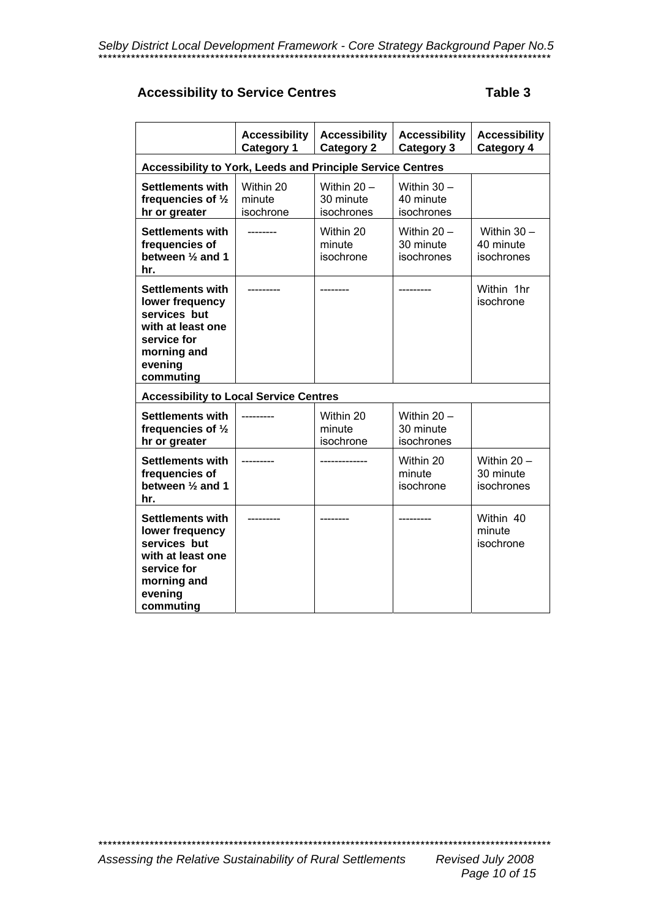**Accessibility to Service Centres** **Table 3**

| | Accessibility Category 1 | Accessibility Category 2 | Accessibility Category 3 | Accessibility Category 4 |
|---|---|---|---|---|
| **Accessibility to York, Leeds and Principle Service Centres** | | | | |
| **Settlements with frequencies of ½ hr or greater** | Within 20 minute isochrone | Within 20 – 30 minute isochrones | Within 30 – 40 minute isochrones | |
| **Settlements with frequencies of between ½ and 1 hr.** | -------- | Within 20 minute isochrone | Within 20 – 30 minute isochrones | Within 30 – 40 minute isochrones |
| **Settlements with lower frequency services but with at least one service for morning and evening commuting** | --------- | -------- | --------- | Within 1hr isochrone |
| **Accessibility to Local Service Centres** | | | | |
| **Settlements with frequencies of ½ hr or greater** | --------- | Within 20 minute isochrone | Within 20 – 30 minute isochrones | |
| **Settlements with frequencies of between ½ and 1 hr.** | --------- | ------------- | Within 20 minute isochrone | Within 20 – 30 minute isochrones |
| **Settlements with lower frequency services but with at least one service for morning and evening commuting** | --------- | -------- | --------- | Within 40 minute isochrone |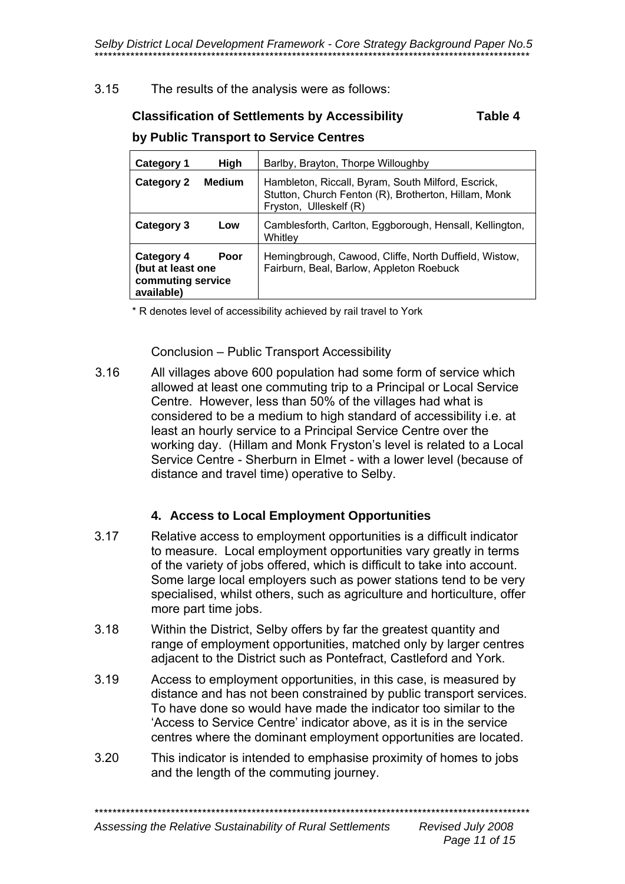3.15 The results of the analysis were as follows:

**Classification of Settlements by Accessibility by Public Transport to Service Centres** **Table 4**

| Category | Settlements |
|---|---|
| **Category 1 High** | Barlby, Brayton, Thorpe Willoughby |
| **Category 2 Medium** | Hambleton, Riccall, Byram, South Milford, Escrick, Stutton, Church Fenton (R), Brotherton, Hillam, Monk Fryston, Ulleskelf (R) |
| **Category 3 Low** | Camblesforth, Carlton, Eggborough, Hensall, Kellington, Whitley |
| **Category 4 Poor (but at least one commuting service available)** | Hemingbrough, Cawood, Cliffe, North Duffield, Wistow, Fairburn, Beal, Barlow, Appleton Roebuck |

\* R denotes level of accessibility achieved by rail travel to York

Conclusion – Public Transport Accessibility

3.16 All villages above 600 population had some form of service which allowed at least one commuting trip to a Principal or Local Service Centre. However, less than 50% of the villages had what is considered to be a medium to high standard of accessibility i.e. at least an hourly service to a Principal Service Centre over the working day. (Hillam and Monk Fryston's level is related to a Local Service Centre - Sherburn in Elmet - with a lower level (because of distance and travel time) operative to Selby.

### 4. Access to Local Employment Opportunities

3.17 Relative access to employment opportunities is a difficult indicator to measure. Local employment opportunities vary greatly in terms of the variety of jobs offered, which is difficult to take into account. Some large local employers such as power stations tend to be very specialised, whilst others, such as agriculture and horticulture, offer more part time jobs.

3.18 Within the District, Selby offers by far the greatest quantity and range of employment opportunities, matched only by larger centres adjacent to the District such as Pontefract, Castleford and York.

3.19 Access to employment opportunities, in this case, is measured by distance and has not been constrained by public transport services. To have done so would have made the indicator too similar to the 'Access to Service Centre' indicator above, as it is in the service centres where the dominant employment opportunities are located.

3.20 This indicator is intended to emphasise proximity of homes to jobs and the length of the commuting journey.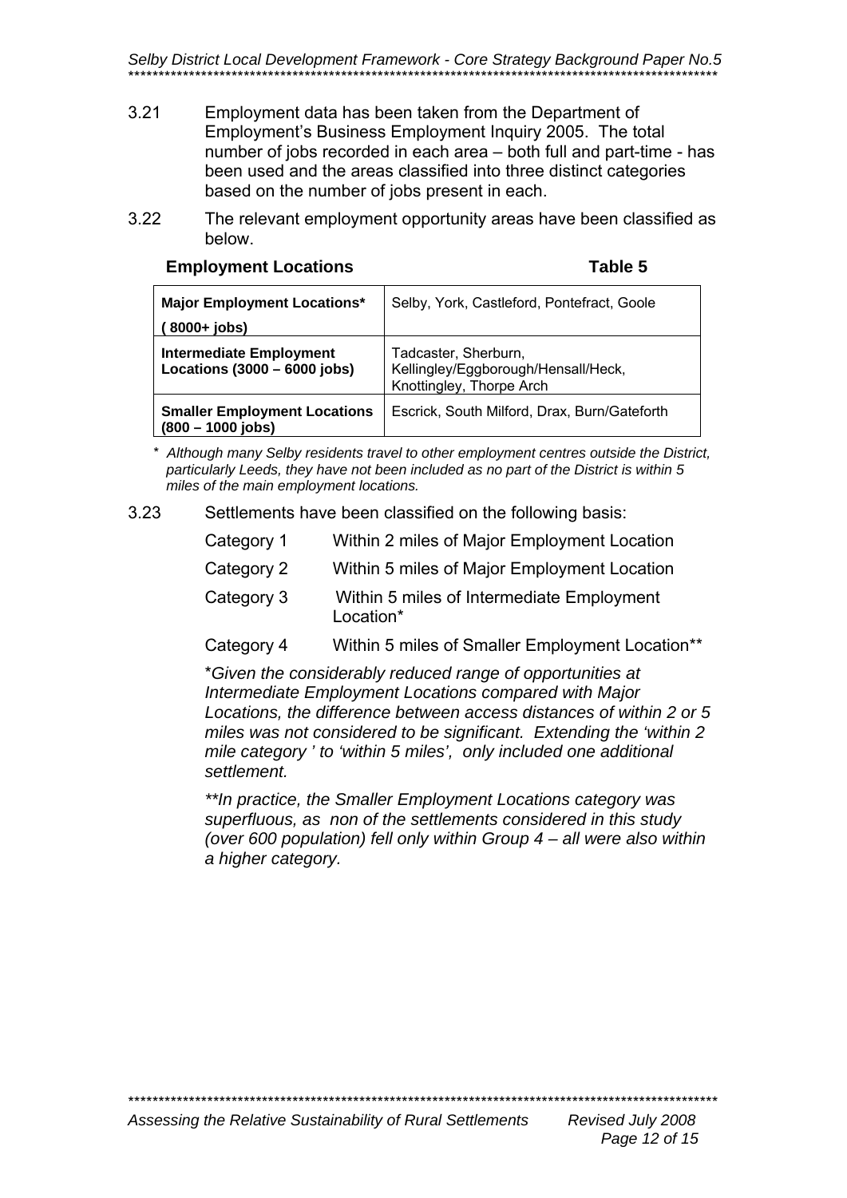3.21 Employment data has been taken from the Department of Employment's Business Employment Inquiry 2005. The total number of jobs recorded in each area – both full and part-time - has been used and the areas classified into three distinct categories based on the number of jobs present in each.

3.22 The relevant employment opportunity areas have been classified as below.

**Employment Locations** **Table 5**

| | |
|---|---|
| **Major Employment Locations\* (8000+ jobs)** | Selby, York, Castleford, Pontefract, Goole |
| **Intermediate Employment Locations (3000 – 6000 jobs)** | Tadcaster, Sherburn, Kellingley/Eggborough/Hensall/Heck, Knottingley, Thorpe Arch |
| **Smaller Employment Locations (800 – 1000 jobs)** | Escrick, South Milford, Drax, Burn/Gateforth |

\* *Although many Selby residents travel to other employment centres outside the District, particularly Leeds, they have not been included as no part of the District is within 5 miles of the main employment locations.*

3.23 Settlements have been classified on the following basis:

| | |
|---|---|
| Category 1 | Within 2 miles of Major Employment Location |
| Category 2 | Within 5 miles of Major Employment Location |
| Category 3 | Within 5 miles of Intermediate Employment Location\* |
| Category 4 | Within 5 miles of Smaller Employment Location\*\* |

\**Given the considerably reduced range of opportunities at Intermediate Employment Locations compared with Major Locations, the difference between access distances of within 2 or 5 miles was not considered to be significant. Extending the 'within 2 mile category ' to 'within 5 miles', only included one additional settlement.*

*\*\*In practice, the Smaller Employment Locations category was superfluous, as non of the settlements considered in this study (over 600 population) fell only within Group 4 – all were also within a higher category.*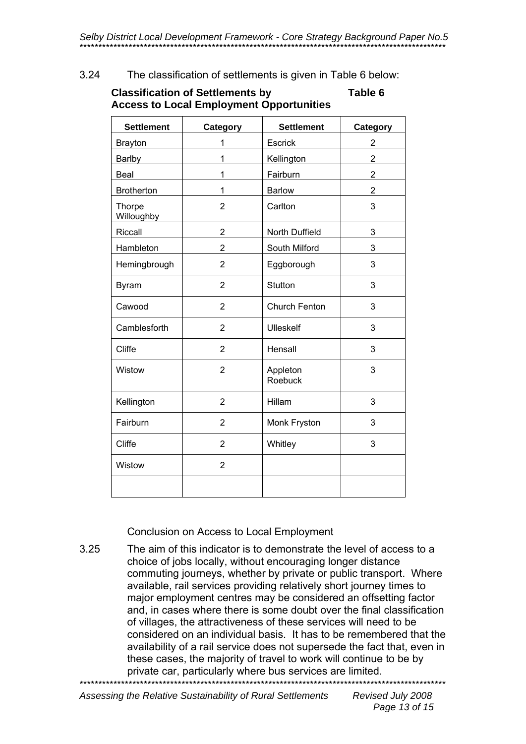3.24 The classification of settlements is given in Table 6 below:

**Classification of Settlements by Access to Local Employment Opportunities** **Table 6**

| Settlement | Category | Settlement | Category |
|---|---|---|---|
| Brayton | 1 | Escrick | 2 |
| Barlby | 1 | Kellington | 2 |
| Beal | 1 | Fairburn | 2 |
| Brotherton | 1 | Barlow | 2 |
| Thorpe Willoughby | 2 | Carlton | 3 |
| Riccall | 2 | North Duffield | 3 |
| Hambleton | 2 | South Milford | 3 |
| Hemingbrough | 2 | Eggborough | 3 |
| Byram | 2 | Stutton | 3 |
| Cawood | 2 | Church Fenton | 3 |
| Camblesforth | 2 | Ulleskelf | 3 |
| Cliffe | 2 | Hensall | 3 |
| Wistow | 2 | Appleton Roebuck | 3 |
| Kellington | 2 | Hillam | 3 |
| Fairburn | 2 | Monk Fryston | 3 |
| Cliffe | 2 | Whitley | 3 |
| Wistow | 2 | | |
| | | | |

Conclusion on Access to Local Employment

3.25 The aim of this indicator is to demonstrate the level of access to a choice of jobs locally, without encouraging longer distance commuting journeys, whether by private or public transport. Where available, rail services providing relatively short journey times to major employment centres may be considered an offsetting factor and, in cases where there is some doubt over the final classification of villages, the attractiveness of these services will need to be considered on an individual basis. It has to be remembered that the availability of a rail service does not supersede the fact that, even in these cases, the majority of travel to work will continue to be by private car, particularly where bus services are limited.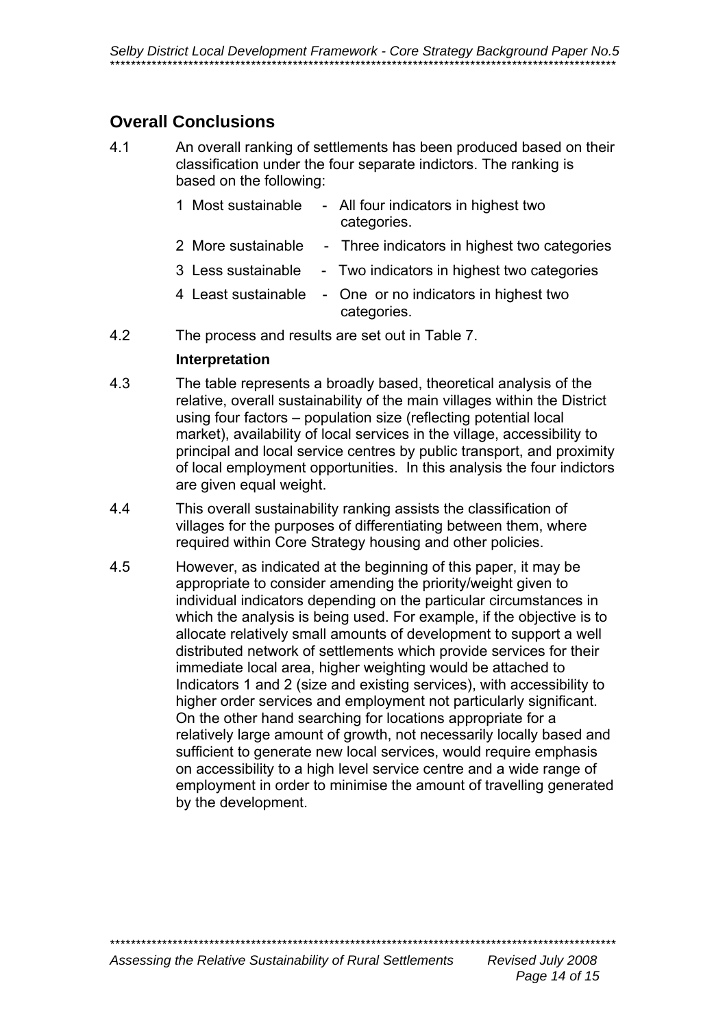## Overall Conclusions

4.1 An overall ranking of settlements has been produced based on their classification under the four separate indictors. The ranking is based on the following:

1 Most sustainable - All four indicators in highest two categories.

2 More sustainable - Three indicators in highest two categories

3 Less sustainable - Two indicators in highest two categories

4 Least sustainable - One or no indicators in highest two categories.

4.2 The process and results are set out in Table 7.

**Interpretation**

4.3 The table represents a broadly based, theoretical analysis of the relative, overall sustainability of the main villages within the District using four factors – population size (reflecting potential local market), availability of local services in the village, accessibility to principal and local service centres by public transport, and proximity of local employment opportunities. In this analysis the four indictors are given equal weight.

4.4 This overall sustainability ranking assists the classification of villages for the purposes of differentiating between them, where required within Core Strategy housing and other policies.

4.5 However, as indicated at the beginning of this paper, it may be appropriate to consider amending the priority/weight given to individual indicators depending on the particular circumstances in which the analysis is being used. For example, if the objective is to allocate relatively small amounts of development to support a well distributed network of settlements which provide services for their immediate local area, higher weighting would be attached to Indicators 1 and 2 (size and existing services), with accessibility to higher order services and employment not particularly significant. On the other hand searching for locations appropriate for a relatively large amount of growth, not necessarily locally based and sufficient to generate new local services, would require emphasis on accessibility to a high level service centre and a wide range of employment in order to minimise the amount of travelling generated by the development.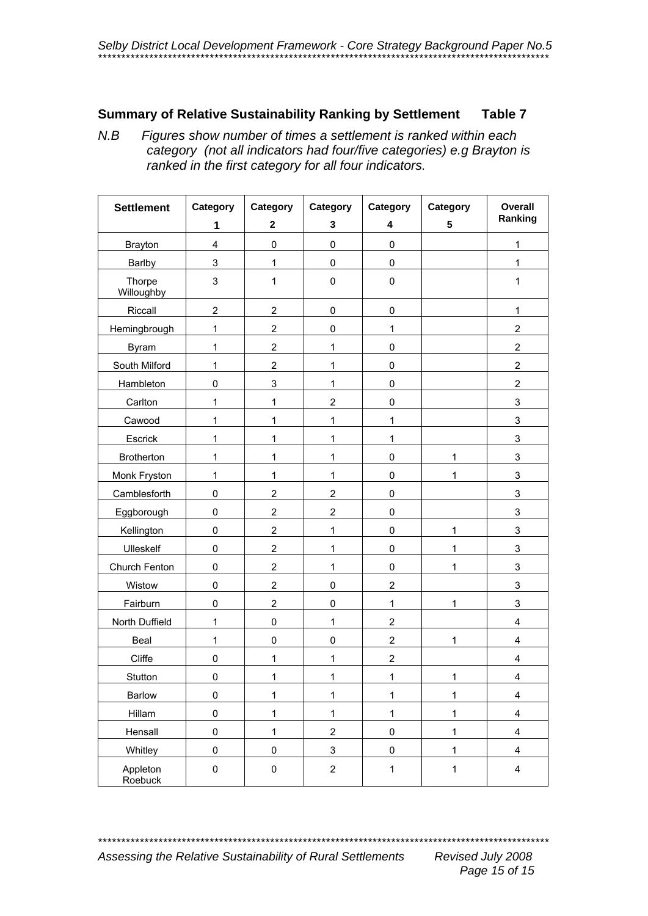## Summary of Relative Sustainability Ranking by Settlement Table 7

*N.B Figures show number of times a settlement is ranked within each category (not all indicators had four/five categories) e.g Brayton is ranked in the first category for all four indicators.*

| Settlement | Category 1 | Category 2 | Category 3 | Category 4 | Category 5 | Overall Ranking |
|---|---|---|---|---|---|---|
| Brayton | 4 | 0 | 0 | 0 | | 1 |
| Barlby | 3 | 1 | 0 | 0 | | 1 |
| Thorpe Willoughby | 3 | 1 | 0 | 0 | | 1 |
| Riccall | 2 | 2 | 0 | 0 | | 1 |
| Hemingbrough | 1 | 2 | 0 | 1 | | 2 |
| Byram | 1 | 2 | 1 | 0 | | 2 |
| South Milford | 1 | 2 | 1 | 0 | | 2 |
| Hambleton | 0 | 3 | 1 | 0 | | 2 |
| Carlton | 1 | 1 | 2 | 0 | | 3 |
| Cawood | 1 | 1 | 1 | 1 | | 3 |
| Escrick | 1 | 1 | 1 | 1 | | 3 |
| Brotherton | 1 | 1 | 1 | 0 | 1 | 3 |
| Monk Fryston | 1 | 1 | 1 | 0 | 1 | 3 |
| Camblesforth | 0 | 2 | 2 | 0 | | 3 |
| Eggborough | 0 | 2 | 2 | 0 | | 3 |
| Kellington | 0 | 2 | 1 | 0 | 1 | 3 |
| Ulleskelf | 0 | 2 | 1 | 0 | 1 | 3 |
| Church Fenton | 0 | 2 | 1 | 0 | 1 | 3 |
| Wistow | 0 | 2 | 0 | 2 | | 3 |
| Fairburn | 0 | 2 | 0 | 1 | 1 | 3 |
| North Duffield | 1 | 0 | 1 | 2 | | 4 |
| Beal | 1 | 0 | 0 | 2 | 1 | 4 |
| Cliffe | 0 | 1 | 1 | 2 | | 4 |
| Stutton | 0 | 1 | 1 | 1 | 1 | 4 |
| Barlow | 0 | 1 | 1 | 1 | 1 | 4 |
| Hillam | 0 | 1 | 1 | 1 | 1 | 4 |
| Hensall | 0 | 1 | 2 | 0 | 1 | 4 |
| Whitley | 0 | 0 | 3 | 0 | 1 | 4 |
| Appleton Roebuck | 0 | 0 | 2 | 1 | 1 | 4 |